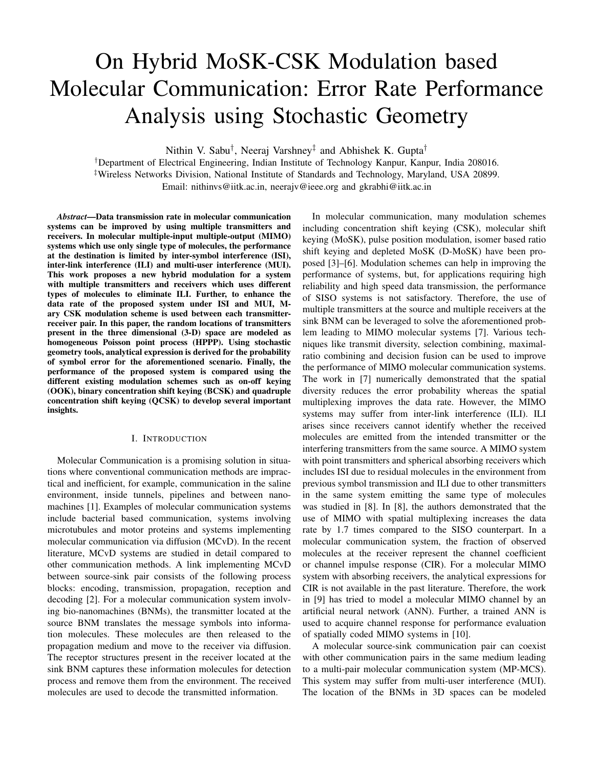# On Hybrid MoSK-CSK Modulation based Molecular Communication: Error Rate Performance Analysis using Stochastic Geometry

Nithin V. Sabu[†], Neeraj Varshney[‡] and Abhishek K. Gupta[†]

[†]Department of Electrical Engineering, Indian Institute of Technology Kanpur, Kanpur, India 208016.
[‡]Wireless Networks Division, National Institute of Standards and Technology, Maryland, USA 20899.
Email: nithinvs@iitk.ac.in, neerajv@ieee.org and gkrabhi@iitk.ac.in

***Abstract*—Data transmission rate in molecular communication systems can be improved by using multiple transmitters and receivers. In molecular multiple-input multiple-output (MIMO) systems which use only single type of molecules, the performance at the destination is limited by inter-symbol interference (ISI), inter-link interference (ILI) and multi-user interference (MUI). This work proposes a new hybrid modulation for a system with multiple transmitters and receivers which uses different types of molecules to eliminate ILI. Further, to enhance the data rate of the proposed system under ISI and MUI, M-ary CSK modulation scheme is used between each transmitter-receiver pair. In this paper, the random locations of transmitters present in the three dimensional (3-D) space are modeled as homogeneous Poisson point process (HPPP). Using stochastic geometry tools, analytical expression is derived for the probability of symbol error for the aforementioned scenario. Finally, the performance of the proposed system is compared using the different existing modulation schemes such as on-off keying (OOK), binary concentration shift keying (BCSK) and quadruple concentration shift keying (QCSK) to develop several important insights.**

## I. Introduction

Molecular Communication is a promising solution in situations where conventional communication methods are impractical and inefficient, for example, communication in the saline environment, inside tunnels, pipelines and between nanomachines [1]. Examples of molecular communication systems include bacterial based communication, systems involving microtubules and motor proteins and systems implementing molecular communication via diffusion (MCvD). In the recent literature, MCvD systems are studied in detail compared to other communication methods. A link implementing MCvD between source-sink pair consists of the following process blocks: encoding, transmission, propagation, reception and decoding [2]. For a molecular communication system involving bio-nanomachines (BNMs), the transmitter located at the source BNM translates the message symbols into information molecules. These molecules are then released to the propagation medium and move to the receiver via diffusion. The receptor structures present in the receiver located at the sink BNM captures these information molecules for detection process and remove them from the environment. The received molecules are used to decode the transmitted information.

In molecular communication, many modulation schemes including concentration shift keying (CSK), molecular shift keying (MoSK), pulse position modulation, isomer based ratio shift keying and depleted MoSK (D-MoSK) have been proposed [3]–[6]. Modulation schemes can help in improving the performance of systems, but, for applications requiring high reliability and high speed data transmission, the performance of SISO systems is not satisfactory. Therefore, the use of multiple transmitters at the source and multiple receivers at the sink BNM can be leveraged to solve the aforementioned problem leading to MIMO molecular systems [7]. Various techniques like transmit diversity, selection combining, maximal-ratio combining and decision fusion can be used to improve the performance of MIMO molecular communication systems. The work in [7] numerically demonstrated that the spatial diversity reduces the error probability whereas the spatial multiplexing improves the data rate. However, the MIMO systems may suffer from inter-link interference (ILI). ILI arises since receivers cannot identify whether the received molecules are emitted from the intended transmitter or the interfering transmitters from the same source. A MIMO system with point transmitters and spherical absorbing receivers which includes ISI due to residual molecules in the environment from previous symbol transmission and ILI due to other transmitters in the same system emitting the same type of molecules was studied in [8]. In [8], the authors demonstrated that the use of MIMO with spatial multiplexing increases the data rate by 1.7 times compared to the SISO counterpart. In a molecular communication system, the fraction of observed molecules at the receiver represent the channel coefficient or channel impulse response (CIR). For a molecular MIMO system with absorbing receivers, the analytical expressions for CIR is not available in the past literature. Therefore, the work in [9] has tried to model a molecular MIMO channel by an artificial neural network (ANN). Further, a trained ANN is used to acquire channel response for performance evaluation of spatially coded MIMO systems in [10].

A molecular source-sink communication pair can coexist with other communication pairs in the same medium leading to a multi-pair molecular communication system (MP-MCS). This system may suffer from multi-user interference (MUI). The location of the BNMs in 3D spaces can be modeled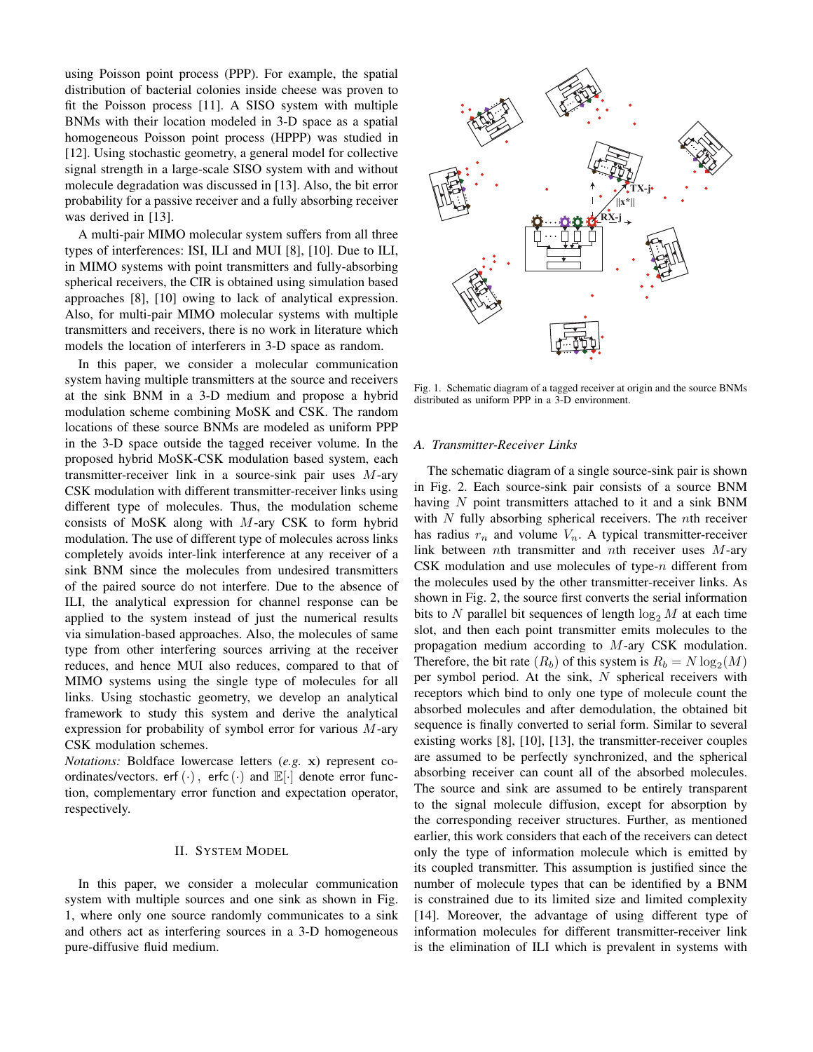using Poisson point process (PPP). For example, the spatial distribution of bacterial colonies inside cheese was proven to fit the Poisson process [11]. A SISO system with multiple BNMs with their location modeled in 3-D space as a spatial homogeneous Poisson point process (HPPP) was studied in [12]. Using stochastic geometry, a general model for collective signal strength in a large-scale SISO system with and without molecule degradation was discussed in [13]. Also, the bit error probability for a passive receiver and a fully absorbing receiver was derived in [13].

A multi-pair MIMO molecular system suffers from all three types of interferences: ISI, ILI and MUI [8], [10]. Due to ILI, in MIMO systems with point transmitters and fully-absorbing spherical receivers, the CIR is obtained using simulation based approaches [8], [10] owing to lack of analytical expression. Also, for multi-pair MIMO molecular systems with multiple transmitters and receivers, there is no work in literature which models the location of interferers in 3-D space as random.

In this paper, we consider a molecular communication system having multiple transmitters at the source and receivers at the sink BNM in a 3-D medium and propose a hybrid modulation scheme combining MoSK and CSK. The random locations of these source BNMs are modeled as uniform PPP in the 3-D space outside the tagged receiver volume. In the proposed hybrid MoSK-CSK modulation based system, each transmitter-receiver link in a source-sink pair uses $M$-ary CSK modulation with different transmitter-receiver links using different type of molecules. Thus, the modulation scheme consists of MoSK along with $M$-ary CSK to form hybrid modulation. The use of different type of molecules across links completely avoids inter-link interference at any receiver of a sink BNM since the molecules from undesired transmitters of the paired source do not interfere. Due to the absence of ILI, the analytical expression for channel response can be applied to the system instead of just the numerical results via simulation-based approaches. Also, the molecules of same type from other interfering sources arriving at the receiver reduces, and hence MUI also reduces, compared to that of MIMO systems using the single type of molecules for all links. Using stochastic geometry, we develop an analytical framework to study this system and derive the analytical expression for probability of symbol error for various $M$-ary CSK modulation schemes.

*Notations:* Boldface lowercase letters (*e.g.* $\mathbf{x}$) represent coordinates/vectors. $\mathsf{erf}(\cdot)$, $\mathsf{erfc}(\cdot)$ and $\mathbb{E}[\cdot]$ denote error function, complementary error function and expectation operator, respectively.

## II. System Model

In this paper, we consider a molecular communication system with multiple sources and one sink as shown in Fig. 1, where only one source randomly communicates to a sink and others act as interfering sources in a 3-D homogeneous pure-diffusive fluid medium.

Fig. 1. Schematic diagram of a tagged receiver at origin and the source BNMs distributed as uniform PPP in a 3-D environment.

### A. Transmitter-Receiver Links

The schematic diagram of a single source-sink pair is shown in Fig. 2. Each source-sink pair consists of a source BNM having $N$ point transmitters attached to it and a sink BNM with $N$ fully absorbing spherical receivers. The $n$th receiver has radius $r_n$ and volume $V_n$. A typical transmitter-receiver link between $n$th transmitter and $n$th receiver uses $M$-ary CSK modulation and use molecules of type-$n$ different from the molecules used by the other transmitter-receiver links. As shown in Fig. 2, the source first converts the serial information bits to $N$ parallel bit sequences of length $\log_2 M$ at each time slot, and then each point transmitter emits molecules to the propagation medium according to $M$-ary CSK modulation. Therefore, the bit rate $(R_b)$ of this system is $R_b = N\log_2(M)$ per symbol period. At the sink, $N$ spherical receivers with receptors which bind to only one type of molecule count the absorbed molecules and after demodulation, the obtained bit sequence is finally converted to serial form. Similar to several existing works [8], [10], [13], the transmitter-receiver couples are assumed to be perfectly synchronized, and the spherical absorbing receiver can count all of the absorbed molecules. The source and sink are assumed to be entirely transparent to the signal molecule diffusion, except for absorption by the corresponding receiver structures. Further, as mentioned earlier, this work considers that each of the receivers can detect only the type of information molecule which is emitted by its coupled transmitter. This assumption is justified since the number of molecule types that can be identified by a BNM is constrained due to its limited size and limited complexity [14]. Moreover, the advantage of using different type of information molecules for different transmitter-receiver link is the elimination of ILI which is prevalent in systems with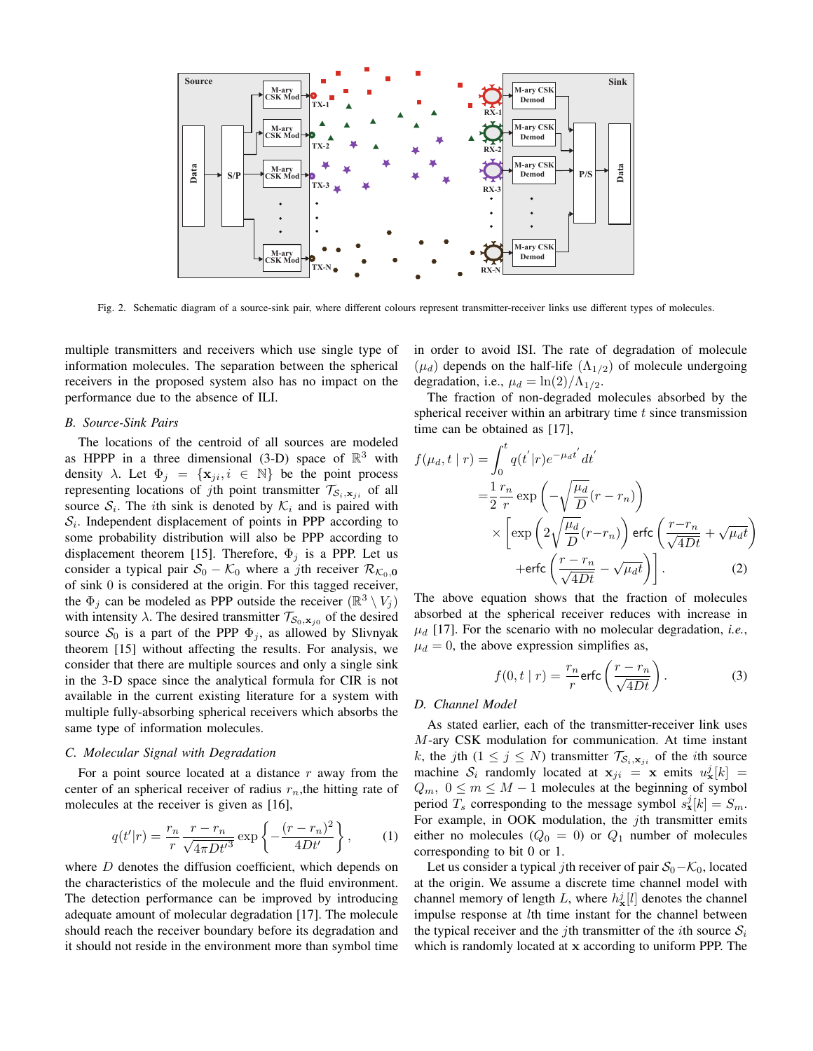Fig. 2. Schematic diagram of a source-sink pair, where different colours represent transmitter-receiver links use different types of molecules.

multiple transmitters and receivers which use single type of information molecules. The separation between the spherical receivers in the proposed system also has no impact on the performance due to the absence of ILI.

### B. Source-Sink Pairs

The locations of the centroid of all sources are modeled as HPPP in a three dimensional (3-D) space of $\mathbb{R}^3$ with density $\lambda$. Let $\Phi_j = \{\mathbf{x}_{ji}, i \in \mathbb{N}\}$ be the point process representing locations of $j$th point transmitter $\mathcal{T}_{\mathcal{S}_i,\mathbf{x}_{ji}}$ of all source $\mathcal{S}_i$. The $i$th sink is denoted by $\mathcal{K}_i$ and is paired with $\mathcal{S}_i$. Independent displacement of points in PPP according to some probability distribution will also be PPP according to displacement theorem [15]. Therefore, $\Phi_j$ is a PPP. Let us consider a typical pair $\mathcal{S}_0 - \mathcal{K}_0$ where a $j$th receiver $\mathcal{R}_{\mathcal{K}_0,\mathbf{0}}$ of sink 0 is considered at the origin. For this tagged receiver, the $\Phi_j$ can be modeled as PPP outside the receiver ($\mathbb{R}^3 \setminus V_j$) with intensity $\lambda$. The desired transmitter $\mathcal{T}_{\mathcal{S}_0,\mathbf{x}_{j0}}$ of the desired source $\mathcal{S}_0$ is a part of the PPP $\Phi_j$, as allowed by Slivnyak theorem [15] without affecting the results. For analysis, we consider that there are multiple sources and only a single sink in the 3-D space since the analytical formula for CIR is not available in the current existing literature for a system with multiple fully-absorbing spherical receivers which absorbs the same type of information molecules.

### C. Molecular Signal with Degradation

For a point source located at a distance $r$ away from the center of an spherical receiver of radius $r_n$,the hitting rate of molecules at the receiver is given as [16],

$$q(t'|r) = \frac{r_n}{r}\frac{r - r_n}{\sqrt{4\pi D t'^3}} \exp\left\{-\frac{(r - r_n)^2}{4Dt'}\right\}, \tag{1}$$

where $D$ denotes the diffusion coefficient, which depends on the characteristics of the molecule and the fluid environment. The detection performance can be improved by introducing adequate amount of molecular degradation [17]. The molecule should reach the receiver boundary before its degradation and it should not reside in the environment more than symbol time in order to avoid ISI. The rate of degradation of molecule ($\mu_d$) depends on the half-life ($\Lambda_{1/2}$) of molecule undergoing degradation, i.e., $\mu_d = \ln(2)/\Lambda_{1/2}$.

The fraction of non-degraded molecules absorbed by the spherical receiver within an arbitrary time $t$ since transmission time can be obtained as [17],

$$\begin{aligned} f(\mu_d, t \mid r) &= \int_0^t q(t'|r) e^{-\mu_d t'} dt' \\ &= \frac{1}{2}\frac{r_n}{r}\exp\left(-\sqrt{\frac{\mu_d}{D}}(r - r_n)\right) \\ &\quad \times \left[\exp\left(2\sqrt{\frac{\mu_d}{D}}(r - r_n)\right) \mathrm{erfc}\left(\frac{r - r_n}{\sqrt{4Dt}} + \sqrt{\mu_d t}\right) \right. \\ &\quad \left. + \mathrm{erfc}\left(\frac{r - r_n}{\sqrt{4Dt}} - \sqrt{\mu_d t}\right)\right]. \end{aligned} \tag{2}$$

The above equation shows that the fraction of molecules absorbed by the spherical receiver reduces with increase in $\mu_d$ [17]. For the scenario with no molecular degradation, *i.e.*, $\mu_d = 0$, the above expression simplifies as,

$$f(0, t \mid r) = \frac{r_n}{r}\mathrm{erfc}\left(\frac{r - r_n}{\sqrt{4Dt}}\right). \tag{3}$$

### D. Channel Model

As stated earlier, each of the transmitter-receiver link uses $M$-ary CSK modulation for communication. At time instant $k$, the $j$th ($1 \le j \le N$) transmitter $\mathcal{T}_{\mathcal{S}_i,\mathbf{x}_{ji}}$ of the $i$th source machine $\mathcal{S}_i$ randomly located at $\mathbf{x}_{ji} = \mathbf{x}$ emits $u_{\mathbf{x}}^j[k] = Q_m$, $0 \le m \le M-1$ molecules at the beginning of symbol period $T_s$ corresponding to the message symbol $s_{\mathbf{x}}^j[k] = S_m$. For example, in OOK modulation, the $j$th transmitter emits either no molecules ($Q_0 = 0$) or $Q_1$ number of molecules corresponding to bit 0 or 1.

Let us consider a typical $j$th receiver of pair $\mathcal{S}_0 - \mathcal{K}_0$, located at the origin. We assume a discrete time channel model with channel memory of length $L$, where $h_{\mathbf{x}}^j[l]$ denotes the channel impulse response at $l$th time instant for the channel between the typical receiver and the $j$th transmitter of the $i$th source $\mathcal{S}_i$ which is randomly located at $\mathbf{x}$ according to uniform PPP. The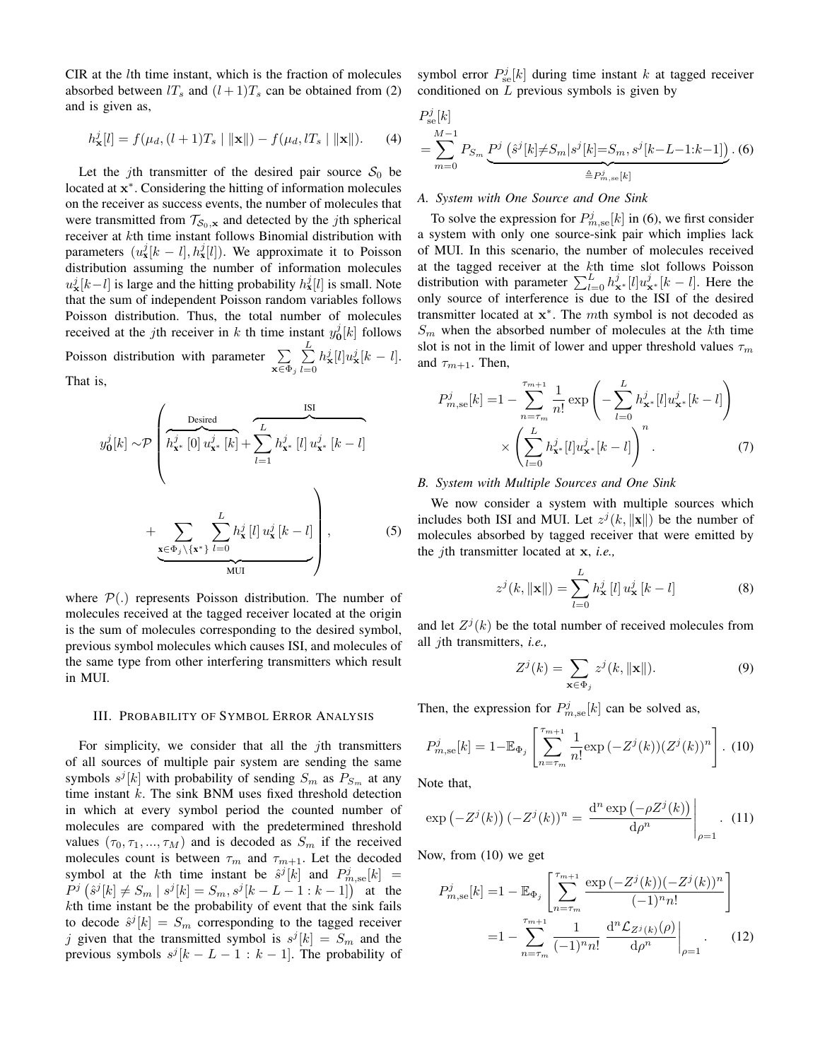CIR at the $l$th time instant, which is the fraction of molecules absorbed between $lT_s$ and $(l+1)T_s$ can be obtained from (2) and is given as,

$$h_{\mathbf{x}}^j[l] = f(\mu_d, (l+1)T_s \mid \|\mathbf{x}\|) - f(\mu_d, lT_s \mid \|\mathbf{x}\|). \quad (4)$$

Let the $j$th transmitter of the desired pair source $\mathcal{S}_0$ be located at $\mathbf{x}^*$. Considering the hitting of information molecules on the receiver as success events, the number of molecules that were transmitted from $\mathcal{T}_{\mathcal{S}_0,\mathbf{x}}$ and detected by the $j$th spherical receiver at $k$th time instant follows Binomial distribution with parameters $(u_{\mathbf{x}}^j[k-l], h_{\mathbf{x}}^j[l])$. We approximate it to Poisson distribution assuming the number of information molecules $u_{\mathbf{x}}^j[k-l]$ is large and the hitting probability $h_{\mathbf{x}}^j[l]$ is small. Note that the sum of independent Poisson random variables follows Poisson distribution. Thus, the total number of molecules received at the $j$th receiver in $k$ th time instant $y_{\mathbf{0}}^j[k]$ follows Poisson distribution with parameter $\sum_{\mathbf{x}\in\Phi_j}\sum_{l=0}^{L} h_{\mathbf{x}}^j[l]u_{\mathbf{x}}^j[k-l]$. That is,

$$y_{\mathbf{0}}^j[k] \sim \mathcal{P}\left(\underbrace{h_{\mathbf{x}^*}^j[0]\, u_{\mathbf{x}^*}^j[k]}_{\text{Desired}} + \overbrace{\sum_{l=1}^{L} h_{\mathbf{x}^*}^j[l]\, u_{\mathbf{x}^*}^j[k-l]}^{\text{ISI}} + \underbrace{\sum_{\mathbf{x}\in\Phi_j\setminus\{\mathbf{x}^*\}}\sum_{l=0}^{L} h_{\mathbf{x}}^j[l]\, u_{\mathbf{x}}^j[k-l]}_{\text{MUI}}\right), \quad (5)$$

where $\mathcal{P}(.)$ represents Poisson distribution. The number of molecules received at the tagged receiver located at the origin is the sum of molecules corresponding to the desired symbol, previous symbol molecules which causes ISI, and molecules of the same type from other interfering transmitters which result in MUI.

## III. Probability of Symbol Error Analysis

For simplicity, we consider that all the $j$th transmitters of all sources of multiple pair system are sending the same symbols $s^j[k]$ with probability of sending $S_m$ as $P_{S_m}$ at any time instant $k$. The sink BNM uses fixed threshold detection in which at every symbol period the counted number of molecules are compared with the predetermined threshold values $(\tau_0, \tau_1, ..., \tau_M)$ and is decoded as $S_m$ if the received molecules count is between $\tau_m$ and $\tau_{m+1}$. Let the decoded symbol at the $k$th time instant be $\hat{s}^j[k]$ and $P_{m,\text{se}}^j[k] = P^j\left(\hat{s}^j[k] \neq S_m \mid s^j[k] = S_m, s^j[k-L-1:k-1]\right)$ at the $k$th time instant be the probability of event that the sink fails to decode $\hat{s}^j[k] = S_m$ corresponding to the tagged receiver $j$ given that the transmitted symbol is $s^j[k] = S_m$ and the previous symbols $s^j[k-L-1:k-1]$. The probability of symbol error $P_{\text{se}}^j[k]$ during time instant $k$ at tagged receiver conditioned on $L$ previous symbols is given by

$$P_{\text{se}}^j[k] = \sum_{m=0}^{M-1} P_{S_m} \underbrace{P^j\left(\hat{s}^j[k]\neq S_m | s^j[k]=S_m, s^j[k-L-1:k-1]\right)}_{\triangleq P_{m,\text{se}}^j[k]}. \quad (6)$$

### A. System with One Source and One Sink

To solve the expression for $P_{m,\text{se}}^j[k]$ in (6), we first consider a system with only one source-sink pair which implies lack of MUI. In this scenario, the number of molecules received at the tagged receiver at the $k$th time slot follows Poisson distribution with parameter $\sum_{l=0}^{L} h_{\mathbf{x}^*}^j[l]u_{\mathbf{x}^*}^j[k-l]$. Here the only source of interference is due to the ISI of the desired transmitter located at $\mathbf{x}^*$. The $m$th symbol is not decoded as $S_m$ when the absorbed number of molecules at the $k$th time slot is not in the limit of lower and upper threshold values $\tau_m$ and $\tau_{m+1}$. Then,

$$P_{m,\text{se}}^j[k] = 1 - \sum_{n=\tau_m}^{\tau_{m+1}} \frac{1}{n!}\exp\left(-\sum_{l=0}^{L} h_{\mathbf{x}^*}^j[l]u_{\mathbf{x}^*}^j[k-l]\right) \times \left(\sum_{l=0}^{L} h_{\mathbf{x}^*}^j[l]u_{\mathbf{x}^*}^j[k-l]\right)^n. \quad (7)$$

### B. System with Multiple Sources and One Sink

We now consider a system with multiple sources which includes both ISI and MUI. Let $z^j(k, \|\mathbf{x}\|)$ be the number of molecules absorbed by tagged receiver that were emitted by the $j$th transmitter located at $\mathbf{x}$, *i.e.,*

$$z^j(k, \|\mathbf{x}\|) = \sum_{l=0}^{L} h_{\mathbf{x}}^j[l]\, u_{\mathbf{x}}^j[k-l] \quad (8)$$

and let $Z^j(k)$ be the total number of received molecules from all $j$th transmitters, *i.e.,*

$$Z^j(k) = \sum_{\mathbf{x}\in\Phi_j} z^j(k, \|\mathbf{x}\|). \quad (9)$$

Then, the expression for $P_{m,\text{se}}^j[k]$ can be solved as,

$$P_{m,\text{se}}^j[k] = 1 - \mathbb{E}_{\Phi_j}\left[\sum_{n=\tau_m}^{\tau_{m+1}} \frac{1}{n!}\exp\left(-Z^j(k)\right)(Z^j(k))^n\right]. \quad (10)$$

Note that,

$$\exp\left(-Z^j(k)\right)\left(-Z^j(k)\right)^n = \left.\frac{\mathrm{d}^n \exp\left(-\rho Z^j(k)\right)}{\mathrm{d}\rho^n}\right|_{\rho=1}. \quad (11)$$

Now, from (10) we get

$$\begin{aligned} P_{m,\text{se}}^j[k] &= 1 - \mathbb{E}_{\Phi_j}\left[\sum_{n=\tau_m}^{\tau_{m+1}} \frac{\exp\left(-Z^j(k)\right)(-Z^j(k))^n}{(-1)^n n!}\right] \\ &= 1 - \sum_{n=\tau_m}^{\tau_{m+1}} \frac{1}{(-1)^n n!} \left.\frac{\mathrm{d}^n \mathcal{L}_{Z^j(k)}(\rho)}{\mathrm{d}\rho^n}\right|_{\rho=1}. \end{aligned} \quad (12)$$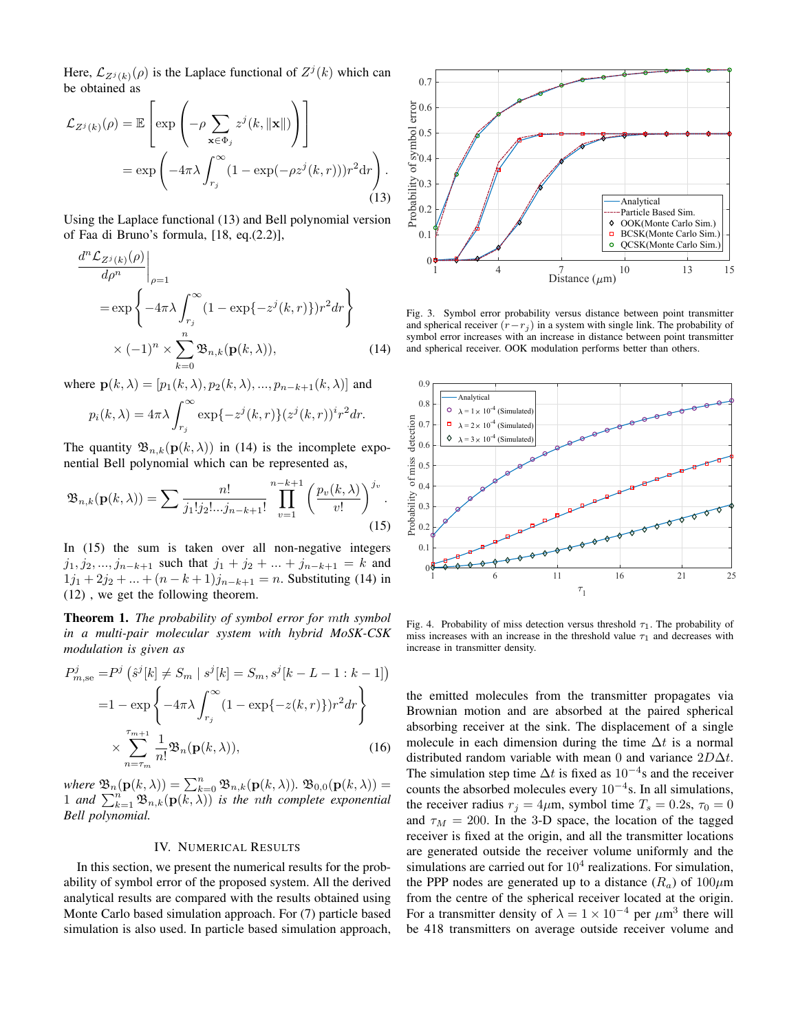Here, $\mathcal{L}_{Z^j(k)}(\rho)$ is the Laplace functional of $Z^j(k)$ which can be obtained as

$$\mathcal{L}_{Z^j(k)}(\rho) = \mathbb{E}\left[\exp\left(-\rho \sum_{\mathbf{x}\in\Phi_j} z^j(k, \|\mathbf{x}\|)\right)\right] = \exp\left(-4\pi\lambda \int_{r_j}^{\infty} (1-\exp(-\rho z^j(k,r)))r^2 \mathrm{d}r\right). \tag{13}$$

Using the Laplace functional (13) and Bell polynomial version of Faa di Bruno's formula, [18, eq.(2.2)],

$$\left.\frac{d^n \mathcal{L}_{Z^j(k)}(\rho)}{d\rho^n}\right|_{\rho=1} = \exp\left\{-4\pi\lambda \int_{r_j}^{\infty} (1-\exp\{-z^j(k,r)\})r^2 dr\right\} \times (-1)^n \times \sum_{k=0}^{n} \mathfrak{B}_{n,k}(\mathbf{p}(k,\lambda)), \tag{14}$$

where $\mathbf{p}(k,\lambda) = [p_1(k,\lambda), p_2(k,\lambda), ..., p_{n-k+1}(k,\lambda)]$ and

$$p_i(k,\lambda) = 4\pi\lambda \int_{r_j}^{\infty} \exp\{-z^j(k,r)\}(z^j(k,r))^i r^2 dr.$$

The quantity $\mathfrak{B}_{n,k}(\mathbf{p}(k,\lambda))$ in (14) is the incomplete exponential Bell polynomial which can be represented as,

$$\mathfrak{B}_{n,k}(\mathbf{p}(k,\lambda)) = \sum \frac{n!}{j_1! j_2! ... j_{n-k+1}!} \prod_{v=1}^{n-k+1} \left(\frac{p_v(k,\lambda)}{v!}\right)^{j_v}. \tag{15}$$

In (15) the sum is taken over all non-negative integers $j_1, j_2, ..., j_{n-k+1}$ such that $j_1 + j_2 + ... + j_{n-k+1} = k$ and $1j_1 + 2j_2 + ... + (n-k+1)j_{n-k+1} = n$. Substituting (14) in (12) , we get the following theorem.

**Theorem 1.** *The probability of symbol error for mth symbol in a multi-pair molecular system with hybrid MoSK-CSK modulation is given as*

$$P^j_{m,\text{se}} = P^j\left(\hat{s}^j[k] \neq S_m \mid s^j[k] = S_m, s^j[k-L-1:k-1]\right) = 1 - \exp\left\{-4\pi\lambda \int_{r_j}^{\infty} (1-\exp\{-z(k,r)\})r^2 dr\right\} \times \sum_{n=\tau_m}^{\tau_{m+1}} \frac{1}{n!}\mathfrak{B}_n(\mathbf{p}(k,\lambda)), \tag{16}$$

*where* $\mathfrak{B}_n(\mathbf{p}(k,\lambda)) = \sum_{k=0}^{n} \mathfrak{B}_{n,k}(\mathbf{p}(k,\lambda))$. $\mathfrak{B}_{0,0}(\mathbf{p}(k,\lambda)) = 1$ *and* $\sum_{k=1}^{n} \mathfrak{B}_{n,k}(\mathbf{p}(k,\lambda))$ *is the nth complete exponential Bell polynomial.*

## IV. Numerical Results

In this section, we present the numerical results for the probability of symbol error of the proposed system. All the derived analytical results are compared with the results obtained using Monte Carlo based simulation approach. For (7) particle based simulation is also used. In particle based simulation approach, the emitted molecules from the transmitter propagates via Brownian motion and are absorbed at the paired spherical absorbing receiver at the sink. The displacement of a single molecule in each dimension during the time $\Delta t$ is a normal distributed random variable with mean 0 and variance $2D\Delta t$. The simulation step time $\Delta t$ is fixed as $10^{-4}$s and the receiver counts the absorbed molecules every $10^{-4}$s. In all simulations, the receiver radius $r_j = 4\mu$m, symbol time $T_s = 0.2$s, $\tau_0 = 0$ and $\tau_M = 200$. In the 3-D space, the location of the tagged receiver is fixed at the origin, and all the transmitter locations are generated outside the receiver volume uniformly and the simulations are carried out for $10^4$ realizations. For simulation, the PPP nodes are generated up to a distance ($R_a$) of $100\mu$m from the centre of the spherical receiver located at the origin. For a transmitter density of $\lambda = 1 \times 10^{-4}$ per $\mu$m$^3$ there will be 418 transmitters on average outside receiver volume and

Fig. 3. Symbol error probability versus distance between point transmitter and spherical receiver ($r - r_j$) in a system with single link. The probability of symbol error increases with an increase in distance between point transmitter and spherical receiver. OOK modulation performs better than others.

Fig. 4. Probability of miss detection versus threshold $\tau_1$. The probability of miss increases with an increase in the threshold value $\tau_1$ and decreases with increase in transmitter density.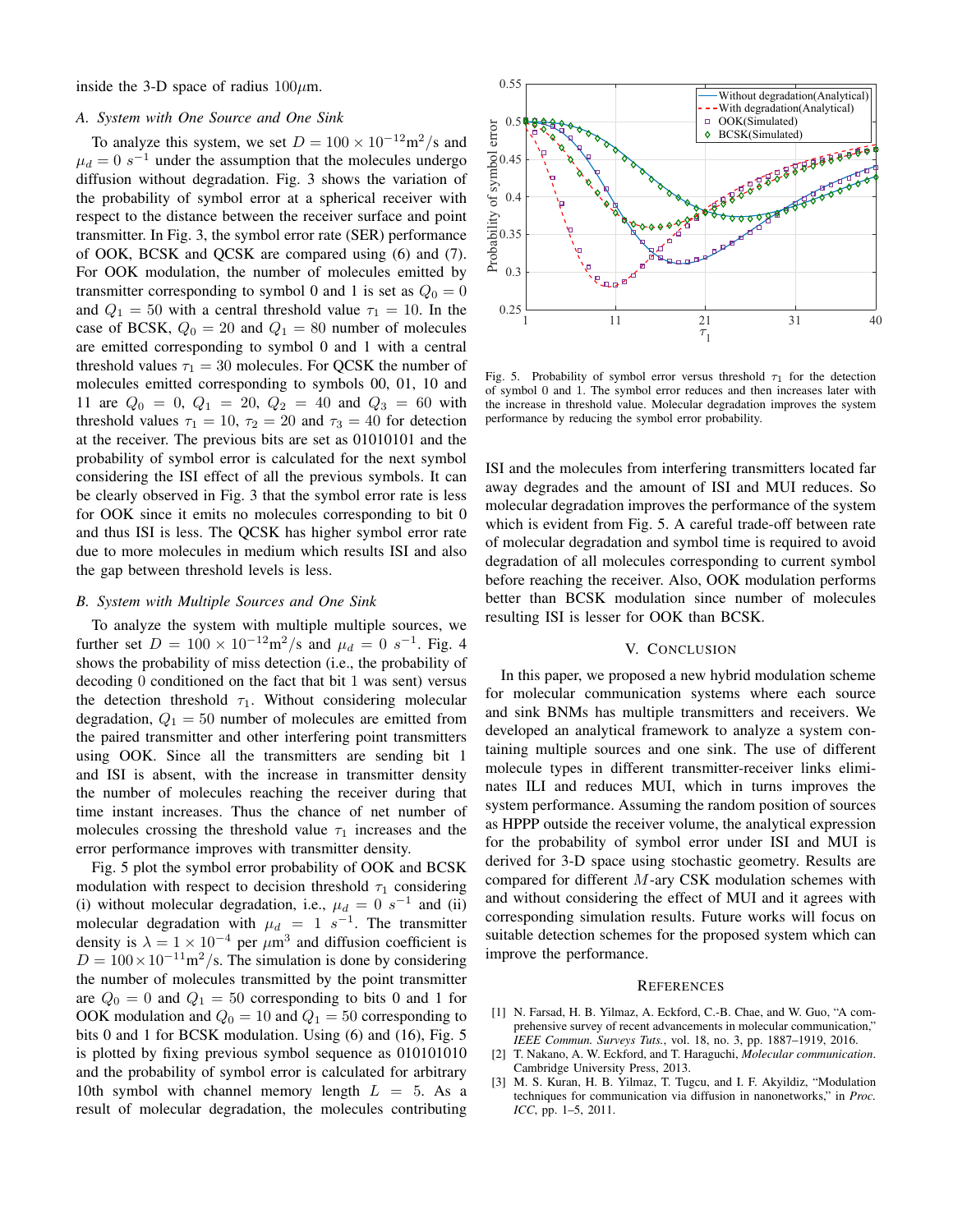inside the 3-D space of radius $100\mu$m.

### A. System with One Source and One Sink

To analyze this system, we set $D = 100 \times 10^{-12}\text{m}^2/\text{s}$ and $\mu_d = 0\ s^{-1}$ under the assumption that the molecules undergo diffusion without degradation. Fig. 3 shows the variation of the probability of symbol error at a spherical receiver with respect to the distance between the receiver surface and point transmitter. In Fig. 3, the symbol error rate (SER) performance of OOK, BCSK and QCSK are compared using (6) and (7). For OOK modulation, the number of molecules emitted by transmitter corresponding to symbol 0 and 1 is set as $Q_0 = 0$ and $Q_1 = 50$ with a central threshold value $\tau_1 = 10$. In the case of BCSK, $Q_0 = 20$ and $Q_1 = 80$ number of molecules are emitted corresponding to symbol 0 and 1 with a central threshold values $\tau_1 = 30$ molecules. For QCSK the number of molecules emitted corresponding to symbols 00, 01, 10 and 11 are $Q_0 = 0$, $Q_1 = 20$, $Q_2 = 40$ and $Q_3 = 60$ with threshold values $\tau_1 = 10$, $\tau_2 = 20$ and $\tau_3 = 40$ for detection at the receiver. The previous bits are set as 01010101 and the probability of symbol error is calculated for the next symbol considering the ISI effect of all the previous symbols. It can be clearly observed in Fig. 3 that the symbol error rate is less for OOK since it emits no molecules corresponding to bit 0 and thus ISI is less. The QCSK has higher symbol error rate due to more molecules in medium which results ISI and also the gap between threshold levels is less.

### B. System with Multiple Sources and One Sink

To analyze the system with multiple multiple sources, we further set $D = 100 \times 10^{-12}\text{m}^2/\text{s}$ and $\mu_d = 0\ s^{-1}$. Fig. 4 shows the probability of miss detection (i.e., the probability of decoding 0 conditioned on the fact that bit 1 was sent) versus the detection threshold $\tau_1$. Without considering molecular degradation, $Q_1 = 50$ number of molecules are emitted from the paired transmitter and other interfering point transmitters using OOK. Since all the transmitters are sending bit 1 and ISI is absent, with the increase in transmitter density the number of molecules reaching the receiver during that time instant increases. Thus the chance of net number of molecules crossing the threshold value $\tau_1$ increases and the error performance improves with transmitter density.

Fig. 5 plot the symbol error probability of OOK and BCSK modulation with respect to decision threshold $\tau_1$ considering (i) without molecular degradation, i.e., $\mu_d = 0\ s^{-1}$ and (ii) molecular degradation with $\mu_d = 1\ s^{-1}$. The transmitter density is $\lambda = 1 \times 10^{-4}$ per $\mu\text{m}^3$ and diffusion coefficient is $D = 100 \times 10^{-11}\text{m}^2/\text{s}$. The simulation is done by considering the number of molecules transmitted by the point transmitter are $Q_0 = 0$ and $Q_1 = 50$ corresponding to bits 0 and 1 for OOK modulation and $Q_0 = 10$ and $Q_1 = 50$ corresponding to bits 0 and 1 for BCSK modulation. Using (6) and (16), Fig. 5 is plotted by fixing previous symbol sequence as 010101010 and the probability of symbol error is calculated for arbitrary 10th symbol with channel memory length $L = 5$. As a result of molecular degradation, the molecules contributing ISI and the molecules from interfering transmitters located far away degrades and the amount of ISI and MUI reduces. So molecular degradation improves the performance of the system which is evident from Fig. 5. A careful trade-off between rate of molecular degradation and symbol time is required to avoid degradation of all molecules corresponding to current symbol before reaching the receiver. Also, OOK modulation performs better than BCSK modulation since number of molecules resulting ISI is lesser for OOK than BCSK.

Fig. 5. Probability of symbol error versus threshold $\tau_1$ for the detection of symbol 0 and 1. The symbol error reduces and then increases later with the increase in threshold value. Molecular degradation improves the system performance by reducing the symbol error probability.

## V. Conclusion

In this paper, we proposed a new hybrid modulation scheme for molecular communication systems where each source and sink BNMs has multiple transmitters and receivers. We developed an analytical framework to analyze a system containing multiple sources and one sink. The use of different molecule types in different transmitter-receiver links eliminates ILI and reduces MUI, which in turns improves the system performance. Assuming the random position of sources as HPPP outside the receiver volume, the analytical expression for the probability of symbol error under ISI and MUI is derived for 3-D space using stochastic geometry. Results are compared for different $M$-ary CSK modulation schemes with and without considering the effect of MUI and it agrees with corresponding simulation results. Future works will focus on suitable detection schemes for the proposed system which can improve the performance.

## References

[1] N. Farsad, H. B. Yilmaz, A. Eckford, C.-B. Chae, and W. Guo, "A comprehensive survey of recent advancements in molecular communication," *IEEE Commun. Surveys Tuts.*, vol. 18, no. 3, pp. 1887–1919, 2016.

[2] T. Nakano, A. W. Eckford, and T. Haraguchi, *Molecular communication*. Cambridge University Press, 2013.

[3] M. S. Kuran, H. B. Yilmaz, T. Tugcu, and I. F. Akyildiz, "Modulation techniques for communication via diffusion in nanonetworks," in *Proc. ICC*, pp. 1–5, 2011.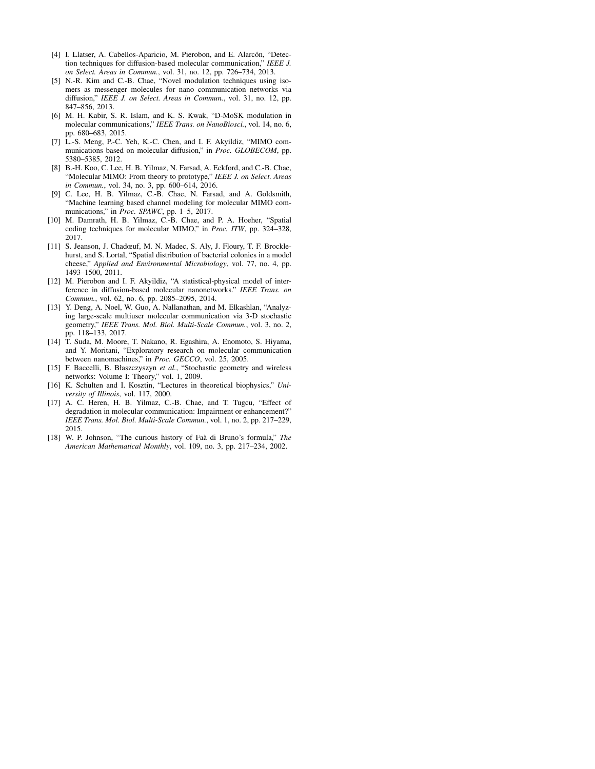[4] I. Llatser, A. Cabellos-Aparicio, M. Pierobon, and E. Alarcón, "Detection techniques for diffusion-based molecular communication," *IEEE J. on Select. Areas in Commun.*, vol. 31, no. 12, pp. 726–734, 2013.

[5] N.-R. Kim and C.-B. Chae, "Novel modulation techniques using isomers as messenger molecules for nano communication networks via diffusion," *IEEE J. on Select. Areas in Commun.*, vol. 31, no. 12, pp. 847–856, 2013.

[6] M. H. Kabir, S. R. Islam, and K. S. Kwak, "D-MoSK modulation in molecular communications," *IEEE Trans. on NanoBiosci.*, vol. 14, no. 6, pp. 680–683, 2015.

[7] L.-S. Meng, P.-C. Yeh, K.-C. Chen, and I. F. Akyildiz, "MIMO communications based on molecular diffusion," in *Proc. GLOBECOM*, pp. 5380–5385, 2012.

[8] B.-H. Koo, C. Lee, H. B. Yilmaz, N. Farsad, A. Eckford, and C.-B. Chae, "Molecular MIMO: From theory to prototype," *IEEE J. on Select. Areas in Commun.*, vol. 34, no. 3, pp. 600–614, 2016.

[9] C. Lee, H. B. Yilmaz, C.-B. Chae, N. Farsad, and A. Goldsmith, "Machine learning based channel modeling for molecular MIMO communications," in *Proc. SPAWC*, pp. 1–5, 2017.

[10] M. Damrath, H. B. Yilmaz, C.-B. Chae, and P. A. Hoeher, "Spatial coding techniques for molecular MIMO," in *Proc. ITW*, pp. 324–328, 2017.

[11] S. Jeanson, J. Chadœuf, M. N. Madec, S. Aly, J. Floury, T. F. Brocklehurst, and S. Lortal, "Spatial distribution of bacterial colonies in a model cheese," *Applied and Environmental Microbiology*, vol. 77, no. 4, pp. 1493–1500, 2011.

[12] M. Pierobon and I. F. Akyildiz, "A statistical-physical model of interference in diffusion-based molecular nanonetworks." *IEEE Trans. on Commun.*, vol. 62, no. 6, pp. 2085–2095, 2014.

[13] Y. Deng, A. Noel, W. Guo, A. Nallanathan, and M. Elkashlan, "Analyzing large-scale multiuser molecular communication via 3-D stochastic geometry," *IEEE Trans. Mol. Biol. Multi-Scale Commun.*, vol. 3, no. 2, pp. 118–133, 2017.

[14] T. Suda, M. Moore, T. Nakano, R. Egashira, A. Enomoto, S. Hiyama, and Y. Moritani, "Exploratory research on molecular communication between nanomachines," in *Proc. GECCO*, vol. 25, 2005.

[15] F. Baccelli, B. Błaszczyszyn *et al.*, "Stochastic geometry and wireless networks: Volume I: Theory," vol. 1, 2009.

[16] K. Schulten and I. Kosztin, "Lectures in theoretical biophysics," *University of Illinois*, vol. 117, 2000.

[17] A. C. Heren, H. B. Yilmaz, C.-B. Chae, and T. Tugcu, "Effect of degradation in molecular communication: Impairment or enhancement?" *IEEE Trans. Mol. Biol. Multi-Scale Commun.*, vol. 1, no. 2, pp. 217–229, 2015.

[18] W. P. Johnson, "The curious history of Faà di Bruno's formula," *The American Mathematical Monthly*, vol. 109, no. 3, pp. 217–234, 2002.